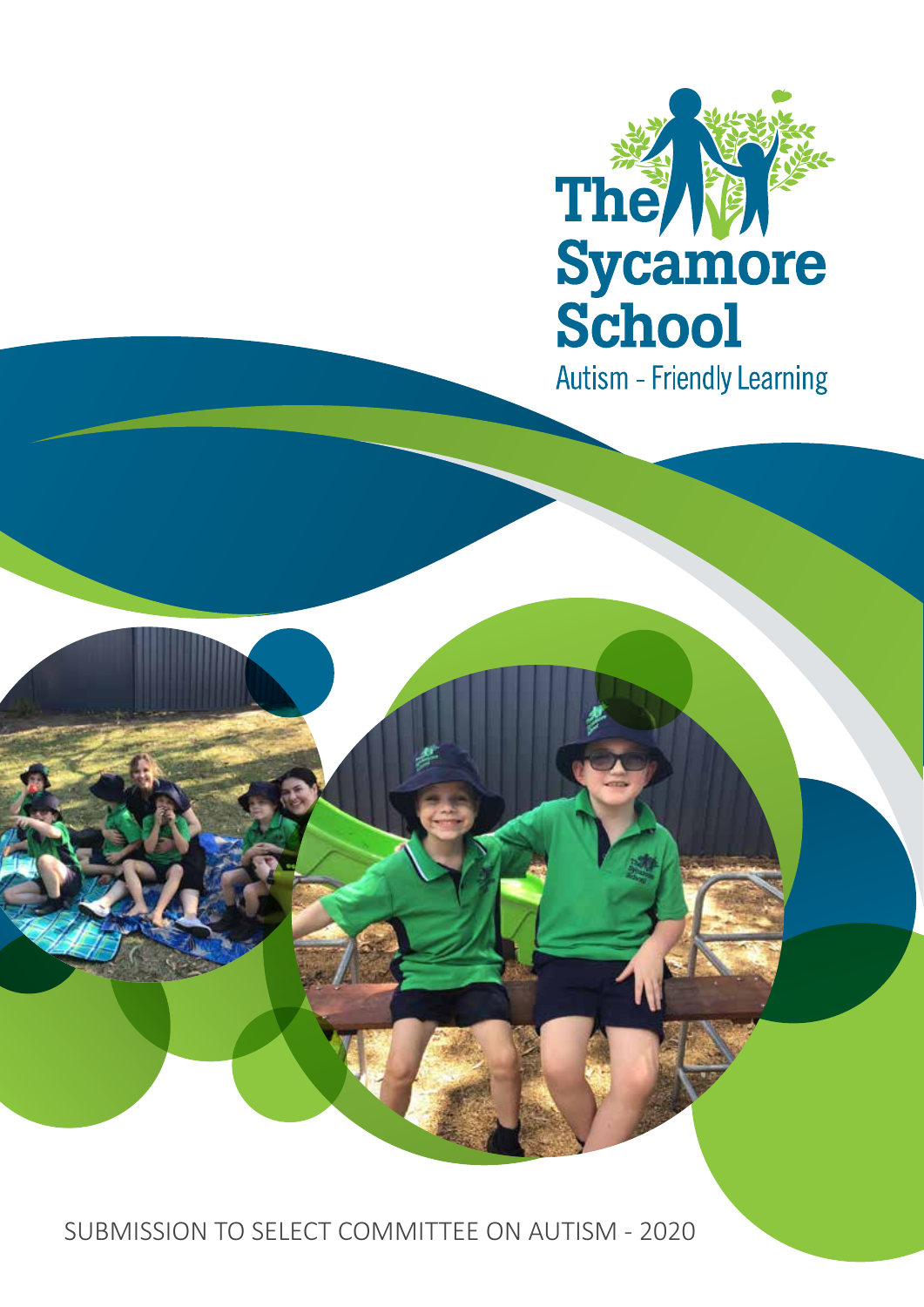# The Sycamore School

Autism - Friendly Learning

SUBMISSION TO SELECT COMMITTEE ON AUTISM - 2020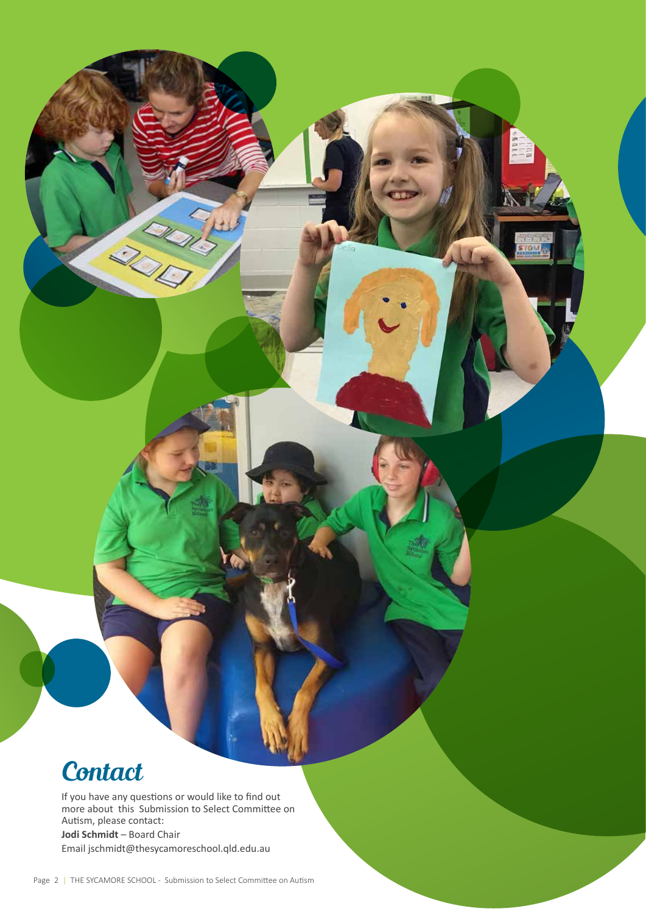## Contact

If you have any questions or would like to find out more about this Submission to Select Committee on Autism, please contact:

**Jodi Schmidt** – Board Chair

Email jschmidt@thesycamoreschool.qld.edu.au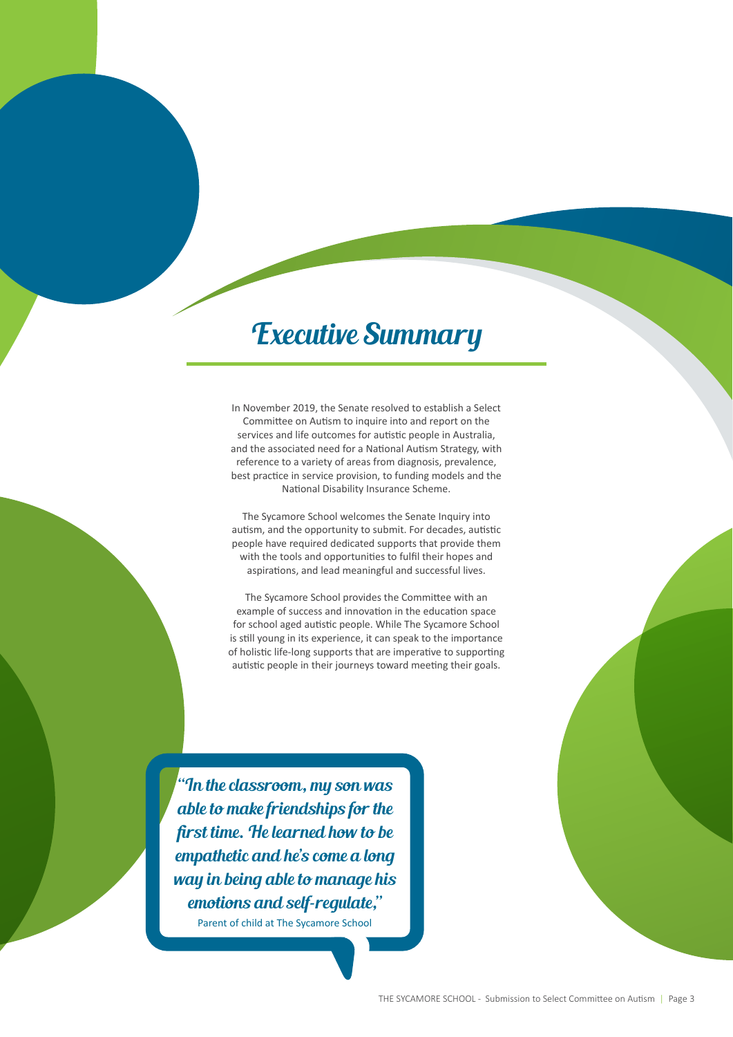# Executive Summary

In November 2019, the Senate resolved to establish a Select Committee on Autism to inquire into and report on the services and life outcomes for autistic people in Australia, and the associated need for a National Autism Strategy, with reference to a variety of areas from diagnosis, prevalence, best practice in service provision, to funding models and the National Disability Insurance Scheme.

The Sycamore School welcomes the Senate Inquiry into autism, and the opportunity to submit. For decades, autistic people have required dedicated supports that provide them with the tools and opportunities to fulfil their hopes and aspirations, and lead meaningful and successful lives.

The Sycamore School provides the Committee with an example of success and innovation in the education space for school aged autistic people. While The Sycamore School is still young in its experience, it can speak to the importance of holistic life-long supports that are imperative to supporting autistic people in their journeys toward meeting their goals.

> *"In the classroom, my son was able to make friendships for the first time. He learned how to be empathetic and he's come a long way in being able to manage his emotions and self-regulate,"*
>
> Parent of child at The Sycamore School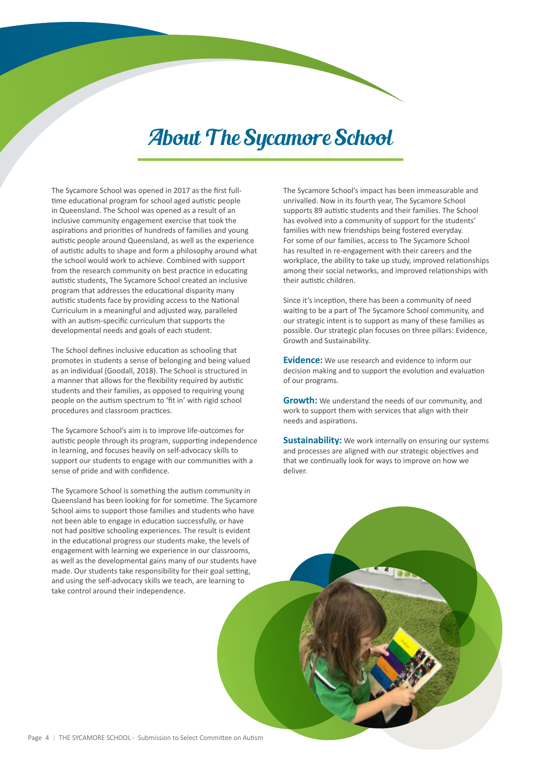# About The Sycamore School

The Sycamore School was opened in 2017 as the first full-time educational program for school aged autistic people in Queensland. The School was opened as a result of an inclusive community engagement exercise that took the aspirations and priorities of hundreds of families and young autistic people around Queensland, as well as the experience of autistic adults to shape and form a philosophy around what the school would work to achieve. Combined with support from the research community on best practice in educating autistic students, The Sycamore School created an inclusive program that addresses the educational disparity many autistic students face by providing access to the National Curriculum in a meaningful and adjusted way, paralleled with an autism-specific curriculum that supports the developmental needs and goals of each student.

The School defines inclusive education as schooling that promotes in students a sense of belonging and being valued as an individual (Goodall, 2018). The School is structured in a manner that allows for the flexibility required by autistic students and their families, as opposed to requiring young people on the autism spectrum to 'fit in' with rigid school procedures and classroom practices.

The Sycamore School's aim is to improve life-outcomes for autistic people through its program, supporting independence in learning, and focuses heavily on self-advocacy skills to support our students to engage with our communities with a sense of pride and with confidence.

The Sycamore School is something the autism community in Queensland has been looking for for sometime. The Sycamore School aims to support those families and students who have not been able to engage in education successfully, or have not had positive schooling experiences. The result is evident in the educational progress our students make, the levels of engagement with learning we experience in our classrooms, as well as the developmental gains many of our students have made. Our students take responsibility for their goal setting, and using the self-advocacy skills we teach, are learning to take control around their independence.

The Sycamore School's impact has been immeasurable and unrivalled. Now in its fourth year, The Sycamore School supports 89 autistic students and their families. The School has evolved into a community of support for the students' families with new friendships being fostered everyday. For some of our families, access to The Sycamore School has resulted in re-engagement with their careers and the workplace, the ability to take up study, improved relationships among their social networks, and improved relationships with their autistic children.

Since it's inception, there has been a community of need waiting to be a part of The Sycamore School community, and our strategic intent is to support as many of these families as possible. Our strategic plan focuses on three pillars: Evidence, Growth and Sustainability.

**Evidence:** We use research and evidence to inform our decision making and to support the evolution and evaluation of our programs.

**Growth:** We understand the needs of our community, and work to support them with services that align with their needs and aspirations.

**Sustainability:** We work internally on ensuring our systems and processes are aligned with our strategic objectives and that we continually look for ways to improve on how we deliver.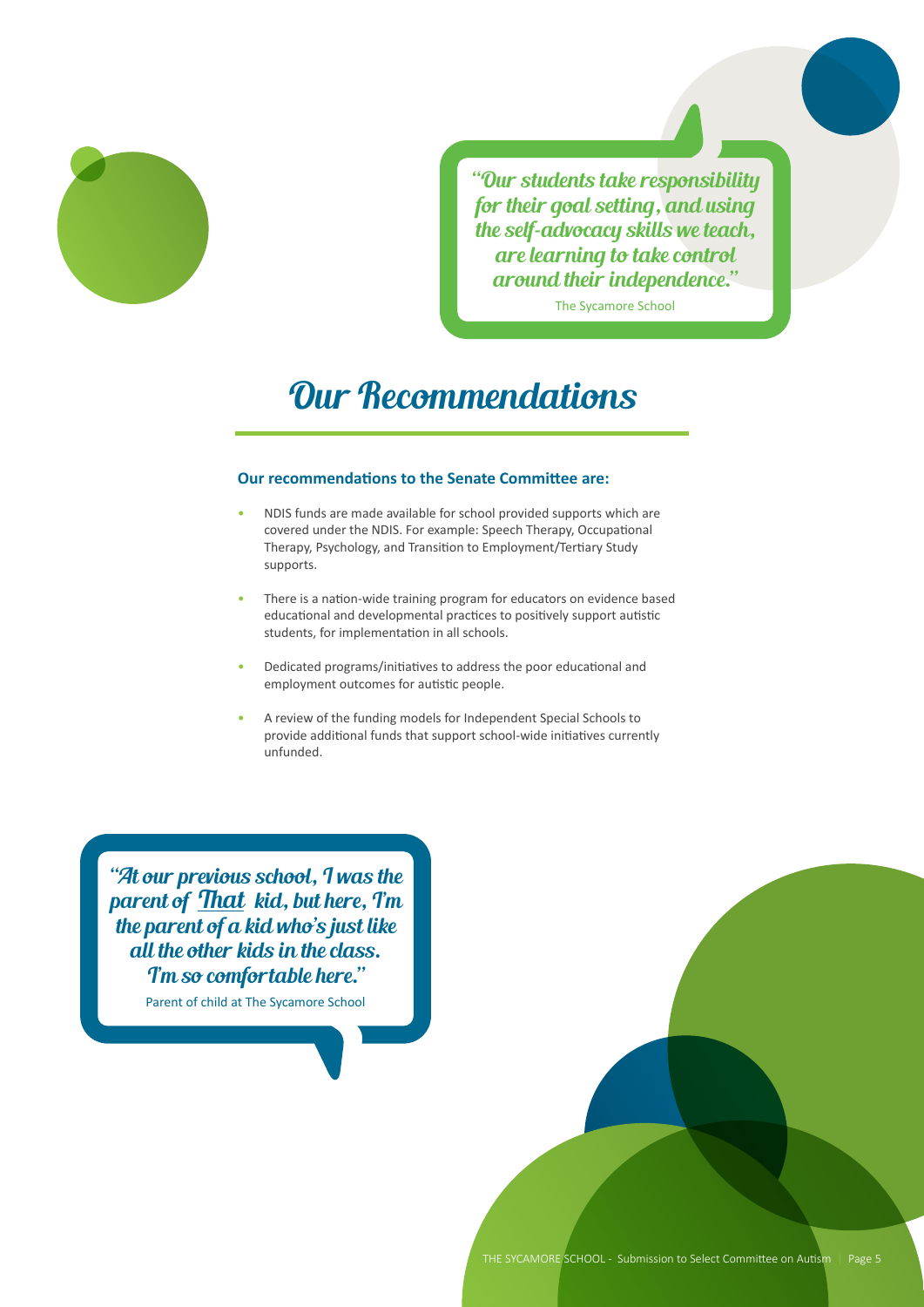> *"Our students take responsibility for their goal setting, and using the self-advocacy skills we teach, are learning to take control around their independence."*
>
> The Sycamore School

# Our Recommendations

**Our recommendations to the Senate Committee are:**

- NDIS funds are made available for school provided supports which are covered under the NDIS. For example: Speech Therapy, Occupational Therapy, Psychology, and Transition to Employment/Tertiary Study supports.
- There is a nation-wide training program for educators on evidence based educational and developmental practices to positively support autistic students, for implementation in all schools.
- Dedicated programs/initiatives to address the poor educational and employment outcomes for autistic people.
- A review of the funding models for Independent Special Schools to provide additional funds that support school-wide initiatives currently unfunded.

> *"At our previous school, I was the parent of <u>That</u> kid, but here, I'm the parent of a kid who's just like all the other kids in the class. I'm so comfortable here."*
>
> Parent of child at The Sycamore School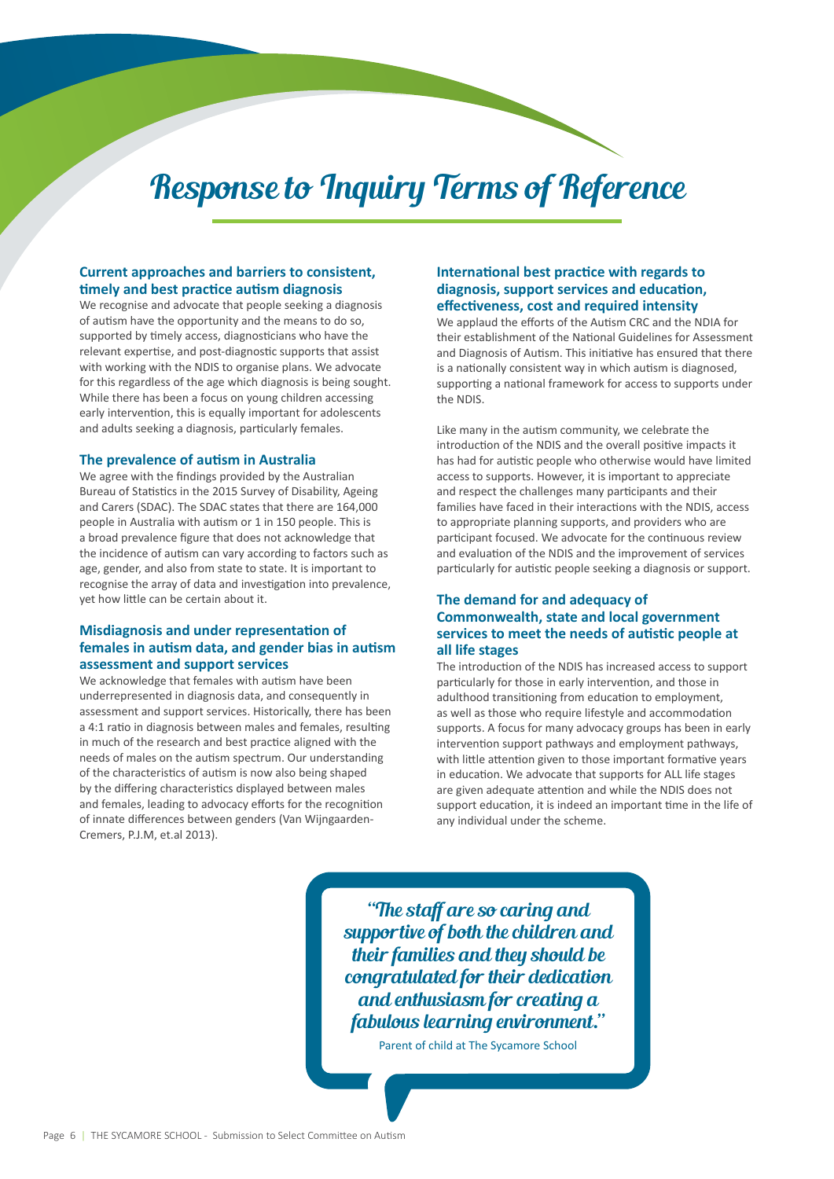# Response to Inquiry Terms of Reference

### Current approaches and barriers to consistent, timely and best practice autism diagnosis

We recognise and advocate that people seeking a diagnosis of autism have the opportunity and the means to do so, supported by timely access, diagnosticians who have the relevant expertise, and post-diagnostic supports that assist with working with the NDIS to organise plans. We advocate for this regardless of the age which diagnosis is being sought. While there has been a focus on young children accessing early intervention, this is equally important for adolescents and adults seeking a diagnosis, particularly females.

### The prevalence of autism in Australia

We agree with the findings provided by the Australian Bureau of Statistics in the 2015 Survey of Disability, Ageing and Carers (SDAC). The SDAC states that there are 164,000 people in Australia with autism or 1 in 150 people. This is a broad prevalence figure that does not acknowledge that the incidence of autism can vary according to factors such as age, gender, and also from state to state. It is important to recognise the array of data and investigation into prevalence, yet how little can be certain about it.

### Misdiagnosis and under representation of females in autism data, and gender bias in autism assessment and support services

We acknowledge that females with autism have been underrepresented in diagnosis data, and consequently in assessment and support services. Historically, there has been a 4:1 ratio in diagnosis between males and females, resulting in much of the research and best practice aligned with the needs of males on the autism spectrum. Our understanding of the characteristics of autism is now also being shaped by the differing characteristics displayed between males and females, leading to advocacy efforts for the recognition of innate differences between genders (Van Wijngaarden-Cremers, P.J.M, et.al 2013).

### International best practice with regards to diagnosis, support services and education, effectiveness, cost and required intensity

We applaud the efforts of the Autism CRC and the NDIA for their establishment of the National Guidelines for Assessment and Diagnosis of Autism. This initiative has ensured that there is a nationally consistent way in which autism is diagnosed, supporting a national framework for access to supports under the NDIS.

Like many in the autism community, we celebrate the introduction of the NDIS and the overall positive impacts it has had for autistic people who otherwise would have limited access to supports. However, it is important to appreciate and respect the challenges many participants and their families have faced in their interactions with the NDIS, access to appropriate planning supports, and providers who are participant focused. We advocate for the continuous review and evaluation of the NDIS and the improvement of services particularly for autistic people seeking a diagnosis or support.

### The demand for and adequacy of Commonwealth, state and local government services to meet the needs of autistic people at all life stages

The introduction of the NDIS has increased access to support particularly for those in early intervention, and those in adulthood transitioning from education to employment, as well as those who require lifestyle and accommodation supports. A focus for many advocacy groups has been in early intervention support pathways and employment pathways, with little attention given to those important formative years in education. We advocate that supports for ALL life stages are given adequate attention and while the NDIS does not support education, it is indeed an important time in the life of any individual under the scheme.

> *"The staff are so caring and supportive of both the children and their families and they should be congratulated for their dedication and enthusiasm for creating a fabulous learning environment."*
>
> Parent of child at The Sycamore School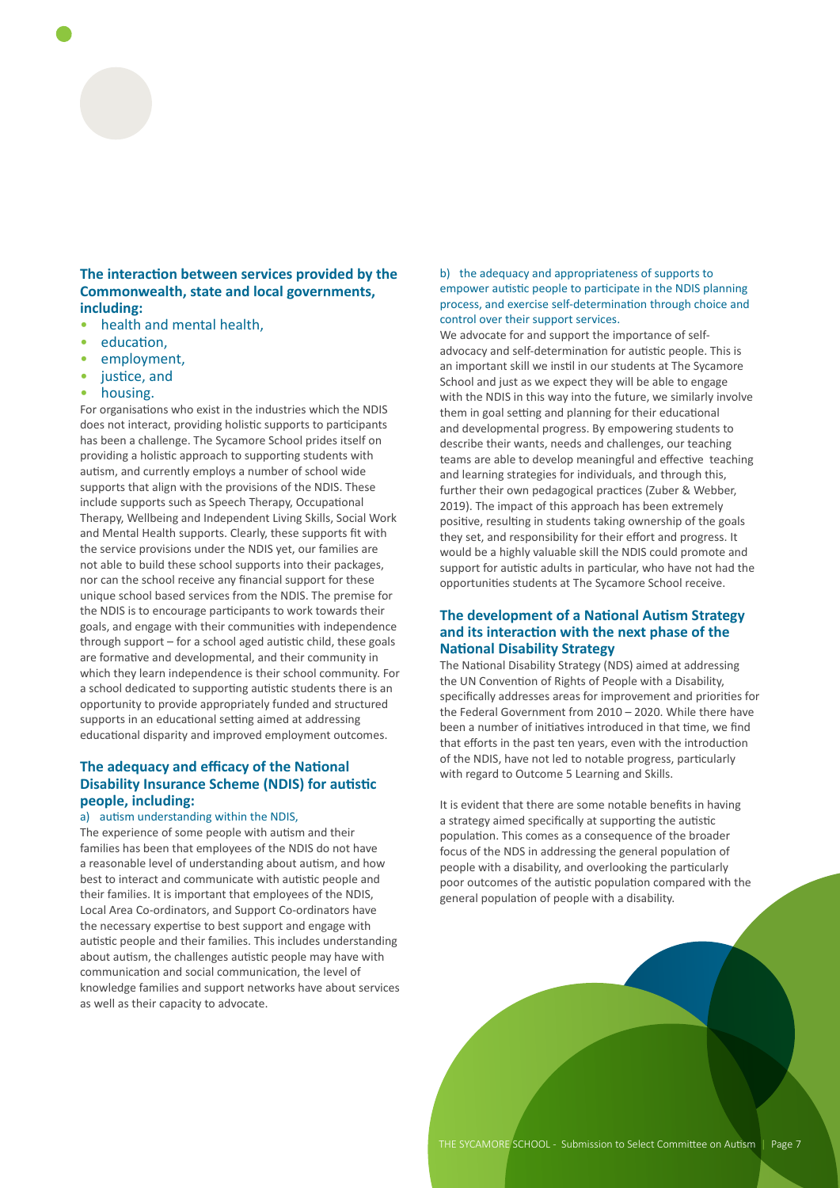## The interaction between services provided by the Commonwealth, state and local governments, including:

- health and mental health,
- education,
- employment,
- justice, and
- housing.

For organisations who exist in the industries which the NDIS does not interact, providing holistic supports to participants has been a challenge. The Sycamore School prides itself on providing a holistic approach to supporting students with autism, and currently employs a number of school wide supports that align with the provisions of the NDIS. These include supports such as Speech Therapy, Occupational Therapy, Wellbeing and Independent Living Skills, Social Work and Mental Health supports. Clearly, these supports fit with the service provisions under the NDIS yet, our families are not able to build these school supports into their packages, nor can the school receive any financial support for these unique school based services from the NDIS. The premise for the NDIS is to encourage participants to work towards their goals, and engage with their communities with independence through support – for a school aged autistic child, these goals are formative and developmental, and their community in which they learn independence is their school community. For a school dedicated to supporting autistic students there is an opportunity to provide appropriately funded and structured supports in an educational setting aimed at addressing educational disparity and improved employment outcomes.

## The adequacy and efficacy of the National Disability Insurance Scheme (NDIS) for autistic people, including:

### a) autism understanding within the NDIS,

The experience of some people with autism and their families has been that employees of the NDIS do not have a reasonable level of understanding about autism, and how best to interact and communicate with autistic people and their families. It is important that employees of the NDIS, Local Area Co-ordinators, and Support Co-ordinators have the necessary expertise to best support and engage with autistic people and their families. This includes understanding about autism, the challenges autistic people may have with communication and social communication, the level of knowledge families and support networks have about services as well as their capacity to advocate.

### b) the adequacy and appropriateness of supports to empower autistic people to participate in the NDIS planning process, and exercise self-determination through choice and control over their support services.

We advocate for and support the importance of self-advocacy and self-determination for autistic people. This is an important skill we instil in our students at The Sycamore School and just as we expect they will be able to engage with the NDIS in this way into the future, we similarly involve them in goal setting and planning for their educational and developmental progress. By empowering students to describe their wants, needs and challenges, our teaching teams are able to develop meaningful and effective teaching and learning strategies for individuals, and through this, further their own pedagogical practices (Zuber & Webber, 2019). The impact of this approach has been extremely positive, resulting in students taking ownership of the goals they set, and responsibility for their effort and progress. It would be a highly valuable skill the NDIS could promote and support for autistic adults in particular, who have not had the opportunities students at The Sycamore School receive.

## The development of a National Autism Strategy and its interaction with the next phase of the National Disability Strategy

The National Disability Strategy (NDS) aimed at addressing the UN Convention of Rights of People with a Disability, specifically addresses areas for improvement and priorities for the Federal Government from 2010 – 2020. While there have been a number of initiatives introduced in that time, we find that efforts in the past ten years, even with the introduction of the NDIS, have not led to notable progress, particularly with regard to Outcome 5 Learning and Skills.

It is evident that there are some notable benefits in having a strategy aimed specifically at supporting the autistic population. This comes as a consequence of the broader focus of the NDS in addressing the general population of people with a disability, and overlooking the particularly poor outcomes of the autistic population compared with the general population of people with a disability.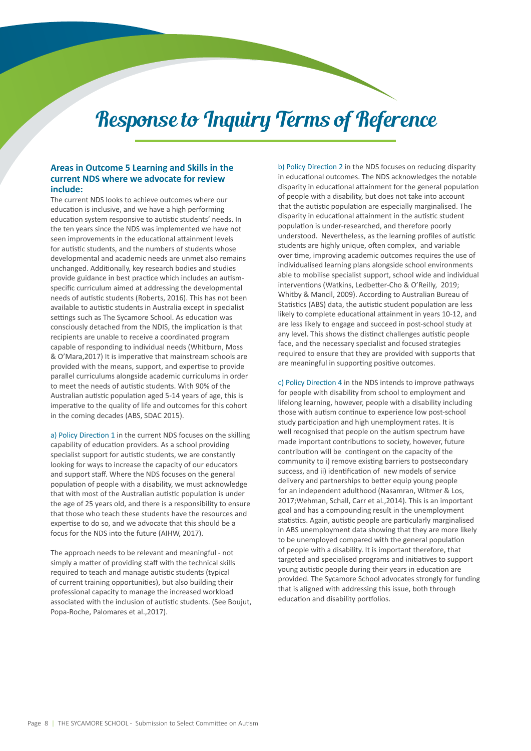# Response to Inquiry Terms of Reference

### Areas in Outcome 5 Learning and Skills in the current NDS where we advocate for review include:

The current NDS looks to achieve outcomes where our education is inclusive, and we have a high performing education system responsive to autistic students' needs. In the ten years since the NDS was implemented we have not seen improvements in the educational attainment levels for autistic students, and the numbers of students whose developmental and academic needs are unmet also remains unchanged. Additionally, key research bodies and studies provide guidance in best practice which includes an autism-specific curriculum aimed at addressing the developmental needs of autistic students (Roberts, 2016). This has not been available to autistic students in Australia except in specialist settings such as The Sycamore School. As education was consciously detached from the NDIS, the implication is that recipients are unable to receive a coordinated program capable of responding to individual needs (Whitburn, Moss & O'Mara,2017) It is imperative that mainstream schools are provided with the means, support, and expertise to provide parallel curriculums alongside academic curriculums in order to meet the needs of autistic students. With 90% of the Australian autistic population aged 5-14 years of age, this is imperative to the quality of life and outcomes for this cohort in the coming decades (ABS, SDAC 2015).

a) Policy Direction 1 in the current NDS focuses on the skilling capability of education providers. As a school providing specialist support for autistic students, we are constantly looking for ways to increase the capacity of our educators and support staff. Where the NDS focuses on the general population of people with a disability, we must acknowledge that with most of the Australian autistic population is under the age of 25 years old, and there is a responsibility to ensure that those who teach these students have the resources and expertise to do so, and we advocate that this should be a focus for the NDS into the future (AIHW, 2017).

The approach needs to be relevant and meaningful - not simply a matter of providing staff with the technical skills required to teach and manage autistic students (typical of current training opportunities), but also building their professional capacity to manage the increased workload associated with the inclusion of autistic students. (See Boujut, Popa-Roche, Palomares et al.,2017).

b) Policy Direction 2 in the NDS focuses on reducing disparity in educational outcomes. The NDS acknowledges the notable disparity in educational attainment for the general population of people with a disability, but does not take into account that the autistic population are especially marginalised. The disparity in educational attainment in the autistic student population is under-researched, and therefore poorly understood. Nevertheless, as the learning profiles of autistic students are highly unique, often complex, and variable over time, improving academic outcomes requires the use of individualised learning plans alongside school environments able to mobilise specialist support, school wide and individual interventions (Watkins, Ledbetter-Cho & O'Reilly, 2019; Whitby & Mancil, 2009). According to Australian Bureau of Statistics (ABS) data, the autistic student population are less likely to complete educational attainment in years 10-12, and are less likely to engage and succeed in post-school study at any level. This shows the distinct challenges autistic people face, and the necessary specialist and focused strategies required to ensure that they are provided with supports that are meaningful in supporting positive outcomes.

c) Policy Direction 4 in the NDS intends to improve pathways for people with disability from school to employment and lifelong learning, however, people with a disability including those with autism continue to experience low post-school study participation and high unemployment rates. It is well recognised that people on the autism spectrum have made important contributions to society, however, future contribution will be contingent on the capacity of the community to i) remove existing barriers to postsecondary success, and ii) identification of new models of service delivery and partnerships to better equip young people for an independent adulthood (Nasamran, Witmer & Los, 2017;Wehman, Schall, Carr et al.,2014). This is an important goal and has a compounding result in the unemployment statistics. Again, autistic people are particularly marginalised in ABS unemployment data showing that they are more likely to be unemployed compared with the general population of people with a disability. It is important therefore, that targeted and specialised programs and initiatives to support young autistic people during their years in education are provided. The Sycamore School advocates strongly for funding that is aligned with addressing this issue, both through education and disability portfolios.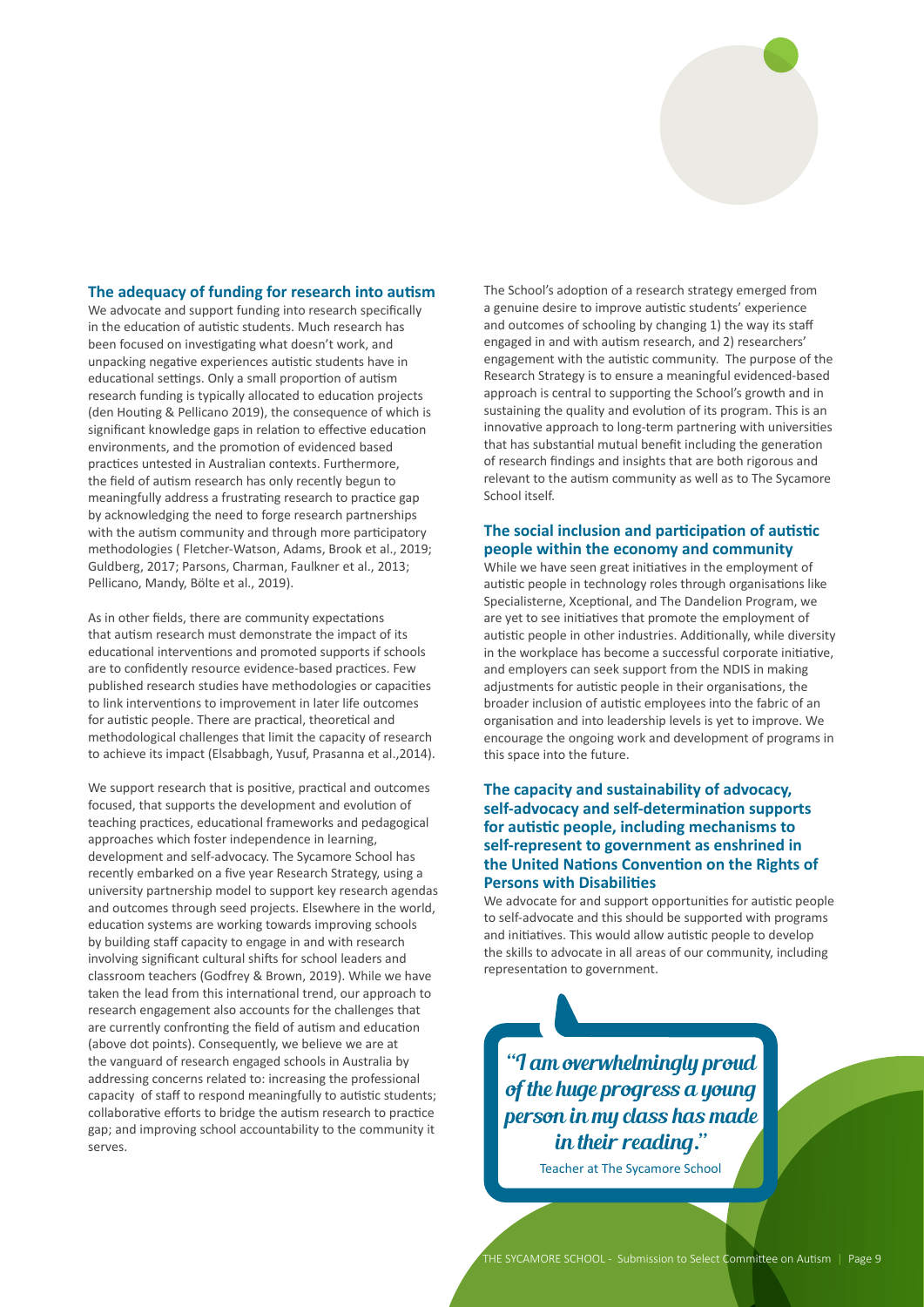## The adequacy of funding for research into autism

We advocate and support funding into research specifically in the education of autistic students. Much research has been focused on investigating what doesn't work, and unpacking negative experiences autistic students have in educational settings. Only a small proportion of autism research funding is typically allocated to education projects (den Houting & Pellicano 2019), the consequence of which is significant knowledge gaps in relation to effective education environments, and the promotion of evidenced based practices untested in Australian contexts. Furthermore, the field of autism research has only recently begun to meaningfully address a frustrating research to practice gap by acknowledging the need to forge research partnerships with the autism community and through more participatory methodologies ( Fletcher-Watson, Adams, Brook et al., 2019; Guldberg, 2017; Parsons, Charman, Faulkner et al., 2013; Pellicano, Mandy, Bölte et al., 2019).

As in other fields, there are community expectations that autism research must demonstrate the impact of its educational interventions and promoted supports if schools are to confidently resource evidence-based practices. Few published research studies have methodologies or capacities to link interventions to improvement in later life outcomes for autistic people. There are practical, theoretical and methodological challenges that limit the capacity of research to achieve its impact (Elsabbagh, Yusuf, Prasanna et al.,2014).

We support research that is positive, practical and outcomes focused, that supports the development and evolution of teaching practices, educational frameworks and pedagogical approaches which foster independence in learning, development and self-advocacy. The Sycamore School has recently embarked on a five year Research Strategy, using a university partnership model to support key research agendas and outcomes through seed projects. Elsewhere in the world, education systems are working towards improving schools by building staff capacity to engage in and with research involving significant cultural shifts for school leaders and classroom teachers (Godfrey & Brown, 2019). While we have taken the lead from this international trend, our approach to research engagement also accounts for the challenges that are currently confronting the field of autism and education (above dot points). Consequently, we believe we are at the vanguard of research engaged schools in Australia by addressing concerns related to: increasing the professional capacity of staff to respond meaningfully to autistic students; collaborative efforts to bridge the autism research to practice gap; and improving school accountability to the community it serves.

The School's adoption of a research strategy emerged from a genuine desire to improve autistic students' experience and outcomes of schooling by changing 1) the way its staff engaged in and with autism research, and 2) researchers' engagement with the autistic community. The purpose of the Research Strategy is to ensure a meaningful evidenced-based approach is central to supporting the School's growth and in sustaining the quality and evolution of its program. This is an innovative approach to long-term partnering with universities that has substantial mutual benefit including the generation of research findings and insights that are both rigorous and relevant to the autism community as well as to The Sycamore School itself.

## The social inclusion and participation of autistic people within the economy and community

While we have seen great initiatives in the employment of autistic people in technology roles through organisations like Specialisterne, Xceptional, and The Dandelion Program, we are yet to see initiatives that promote the employment of autistic people in other industries. Additionally, while diversity in the workplace has become a successful corporate initiative, and employers can seek support from the NDIS in making adjustments for autistic people in their organisations, the broader inclusion of autistic employees into the fabric of an organisation and into leadership levels is yet to improve. We encourage the ongoing work and development of programs in this space into the future.

## The capacity and sustainability of advocacy, self-advocacy and self-determination supports for autistic people, including mechanisms to self-represent to government as enshrined in the United Nations Convention on the Rights of Persons with Disabilities

We advocate for and support opportunities for autistic people to self-advocate and this should be supported with programs and initiatives. This would allow autistic people to develop the skills to advocate in all areas of our community, including representation to government.

> *"I am overwhelmingly proud of the huge progress a young person in my class has made in their reading."*
>
> Teacher at The Sycamore School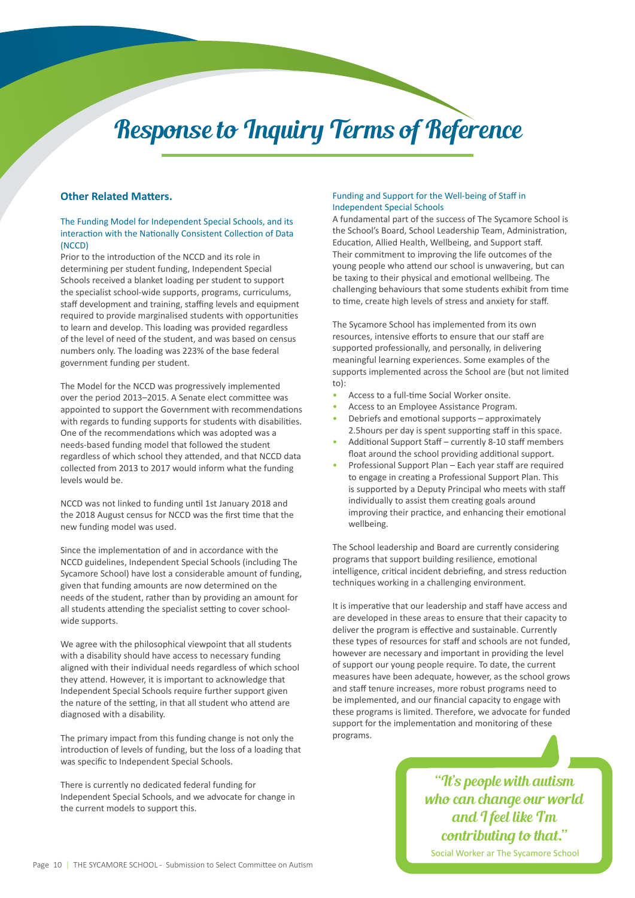# Response to Inquiry Terms of Reference

## Other Related Matters.

### The Funding Model for Independent Special Schools, and its interaction with the Nationally Consistent Collection of Data (NCCD)

Prior to the introduction of the NCCD and its role in determining per student funding, Independent Special Schools received a blanket loading per student to support the specialist school-wide supports, programs, curriculums, staff development and training, staffing levels and equipment required to provide marginalised students with opportunities to learn and develop. This loading was provided regardless of the level of need of the student, and was based on census numbers only. The loading was 223% of the base federal government funding per student.

The Model for the NCCD was progressively implemented over the period 2013–2015. A Senate elect committee was appointed to support the Government with recommendations with regards to funding supports for students with disabilities. One of the recommendations which was adopted was a needs-based funding model that followed the student regardless of which school they attended, and that NCCD data collected from 2013 to 2017 would inform what the funding levels would be.

NCCD was not linked to funding until 1st January 2018 and the 2018 August census for NCCD was the first time that the new funding model was used.

Since the implementation of and in accordance with the NCCD guidelines, Independent Special Schools (including The Sycamore School) have lost a considerable amount of funding, given that funding amounts are now determined on the needs of the student, rather than by providing an amount for all students attending the specialist setting to cover school-wide supports.

We agree with the philosophical viewpoint that all students with a disability should have access to necessary funding aligned with their individual needs regardless of which school they attend. However, it is important to acknowledge that Independent Special Schools require further support given the nature of the setting, in that all student who attend are diagnosed with a disability.

The primary impact from this funding change is not only the introduction of levels of funding, but the loss of a loading that was specific to Independent Special Schools.

There is currently no dedicated federal funding for Independent Special Schools, and we advocate for change in the current models to support this.

### Funding and Support for the Well-being of Staff in Independent Special Schools

A fundamental part of the success of The Sycamore School is the School's Board, School Leadership Team, Administration, Education, Allied Health, Wellbeing, and Support staff. Their commitment to improving the life outcomes of the young people who attend our school is unwavering, but can be taxing to their physical and emotional wellbeing. The challenging behaviours that some students exhibit from time to time, create high levels of stress and anxiety for staff.

The Sycamore School has implemented from its own resources, intensive efforts to ensure that our staff are supported professionally, and personally, in delivering meaningful learning experiences. Some examples of the supports implemented across the School are (but not limited to):

- Access to a full-time Social Worker onsite.
- Access to an Employee Assistance Program.
- Debriefs and emotional supports – approximately 2.5hours per day is spent supporting staff in this space.
- Additional Support Staff – currently 8-10 staff members float around the school providing additional support.
- Professional Support Plan – Each year staff are required to engage in creating a Professional Support Plan. This is supported by a Deputy Principal who meets with staff individually to assist them creating goals around improving their practice, and enhancing their emotional wellbeing.

The School leadership and Board are currently considering programs that support building resilience, emotional intelligence, critical incident debriefing, and stress reduction techniques working in a challenging environment.

It is imperative that our leadership and staff have access and are developed in these areas to ensure that their capacity to deliver the program is effective and sustainable. Currently these types of resources for staff and schools are not funded, however are necessary and important in providing the level of support our young people require. To date, the current measures have been adequate, however, as the school grows and staff tenure increases, more robust programs need to be implemented, and our financial capacity to engage with these programs is limited. Therefore, we advocate for funded support for the implementation and monitoring of these programs.

> *"It's people with autism who can change our world and I feel like I'm contributing to that."*
>
> Social Worker ar The Sycamore School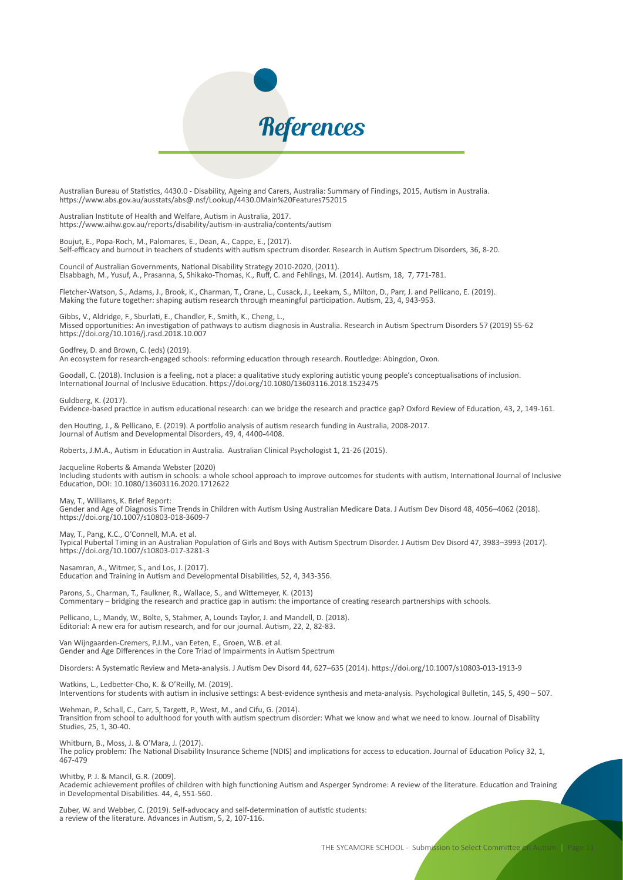# References

Australian Bureau of Statistics, 4430.0 - Disability, Ageing and Carers, Australia: Summary of Findings, 2015, Autism in Australia.
https://www.abs.gov.au/ausstats/abs@.nsf/Lookup/4430.0Main%20Features752015

Australian Institute of Health and Welfare, Autism in Australia, 2017.
https://www.aihw.gov.au/reports/disability/autism-in-australia/contents/autism

Boujut, E., Popa-Roch, M., Palomares, E., Dean, A., Cappe, E., (2017).
Self-efficacy and burnout in teachers of students with autism spectrum disorder. Research in Autism Spectrum Disorders, 36, 8-20.

Council of Australian Governments, National Disability Strategy 2010-2020, (2011).
Elsabbagh, M., Yusuf, A., Prasanna, S, Shikako-Thomas, K., Ruff, C. and Fehlings, M. (2014). Autism, 18, 7, 771-781.

Fletcher-Watson, S., Adams, J., Brook, K., Charman, T., Crane, L., Cusack, J., Leekam, S., Milton, D., Parr, J. and Pellicano, E. (2019).
Making the future together: shaping autism research through meaningful participation. Autism, 23, 4, 943-953.

Gibbs, V., Aldridge, F., Sburlati, E., Chandler, F., Smith, K., Cheng, L.,
Missed opportunities: An investigation of pathways to autism diagnosis in Australia. Research in Autism Spectrum Disorders 57 (2019) 55-62
https://doi.org/10.1016/j.rasd.2018.10.007

Godfrey, D. and Brown, C. (eds) (2019).
An ecosystem for research-engaged schools: reforming education through research. Routledge: Abingdon, Oxon.

Goodall, C. (2018). Inclusion is a feeling, not a place: a qualitative study exploring autistic young people's conceptualisations of inclusion.
International Journal of Inclusive Education. https://doi.org/10.1080/13603116.2018.1523475

Guldberg, K. (2017).
Evidence-based practice in autism educational research: can we bridge the research and practice gap? Oxford Review of Education, 43, 2, 149-161.

den Houting, J., & Pellicano, E. (2019). A portfolio analysis of autism research funding in Australia, 2008-2017.
Journal of Autism and Developmental Disorders, 49, 4, 4400-4408.

Roberts, J.M.A., Autism in Education in Australia. Australian Clinical Psychologist 1, 21-26 (2015).

Jacqueline Roberts & Amanda Webster (2020)
Including students with autism in schools: a whole school approach to improve outcomes for students with autism, International Journal of Inclusive Education, DOI: 10.1080/13603116.2020.1712622

May, T., Williams, K. Brief Report:
Gender and Age of Diagnosis Time Trends in Children with Autism Using Australian Medicare Data. J Autism Dev Disord 48, 4056–4062 (2018).
https://doi.org/10.1007/s10803-018-3609-7

May, T., Pang, K.C., O'Connell, M.A. et al.
Typical Pubertal Timing in an Australian Population of Girls and Boys with Autism Spectrum Disorder. J Autism Dev Disord 47, 3983–3993 (2017).
https://doi.org/10.1007/s10803-017-3281-3

Nasamran, A., Witmer, S., and Los, J. (2017).
Education and Training in Autism and Developmental Disabilities, 52, 4, 343-356.

Parons, S., Charman, T., Faulkner, R., Wallace, S., and Wittemeyer, K. (2013)
Commentary – bridging the research and practice gap in autism: the importance of creating research partnerships with schools.

Pellicano, L., Mandy, W., Bölte, S, Stahmer, A, Lounds Taylor, J. and Mandell, D. (2018).
Editorial: A new era for autism research, and for our journal. Autism, 22, 2, 82-83.

Van Wijngaarden-Cremers, P.J.M., van Eeten, E., Groen, W.B. et al.
Gender and Age Differences in the Core Triad of Impairments in Autism Spectrum

Disorders: A Systematic Review and Meta-analysis. J Autism Dev Disord 44, 627–635 (2014). https://doi.org/10.1007/s10803-013-1913-9

Watkins, L., Ledbetter-Cho, K. & O'Reilly, M. (2019).
Interventions for students with autism in inclusive settings: A best-evidence synthesis and meta-analysis. Psychological Bulletin, 145, 5, 490 – 507.

Wehman, P., Schall, C., Carr, S, Targett, P., West, M., and Cifu, G. (2014).
Transition from school to adulthood for youth with autism spectrum disorder: What we know and what we need to know. Journal of Disability Studies, 25, 1, 30-40.

Whitburn, B., Moss, J. & O'Mara, J. (2017).
The policy problem: The National Disability Insurance Scheme (NDIS) and implications for access to education. Journal of Education Policy 32, 1, 467-479

Whitby, P. J. & Mancil, G.R. (2009).
Academic achievement profiles of children with high functioning Autism and Asperger Syndrome: A review of the literature. Education and Training in Developmental Disabilities. 44, 4, 551-560.

Zuber, W. and Webber, C. (2019). Self-advocacy and self-determination of autistic students:
a review of the literature. Advances in Autism, 5, 2, 107-116.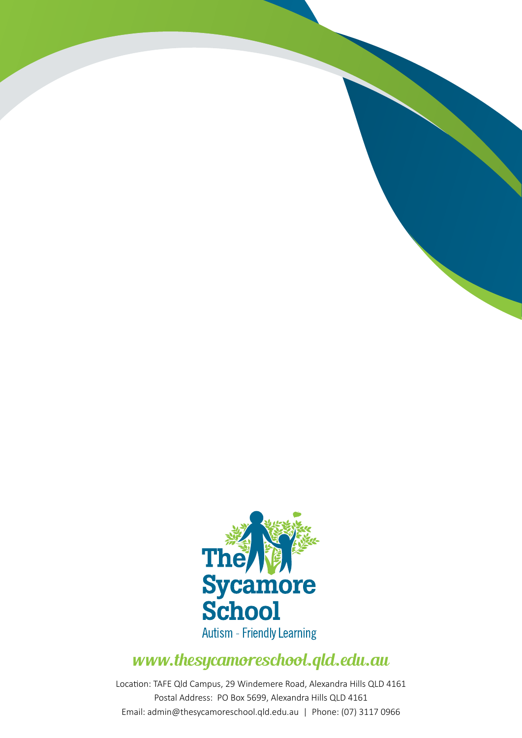The Sycamore School

Autism - Friendly Learning

www.thesycamoreschool.qld.edu.au

Location: TAFE Qld Campus, 29 Windemere Road, Alexandra Hills QLD 4161

Postal Address: PO Box 5699, Alexandra Hills QLD 4161

Email: admin@thesycamoreschool.qld.edu.au | Phone: (07) 3117 0966